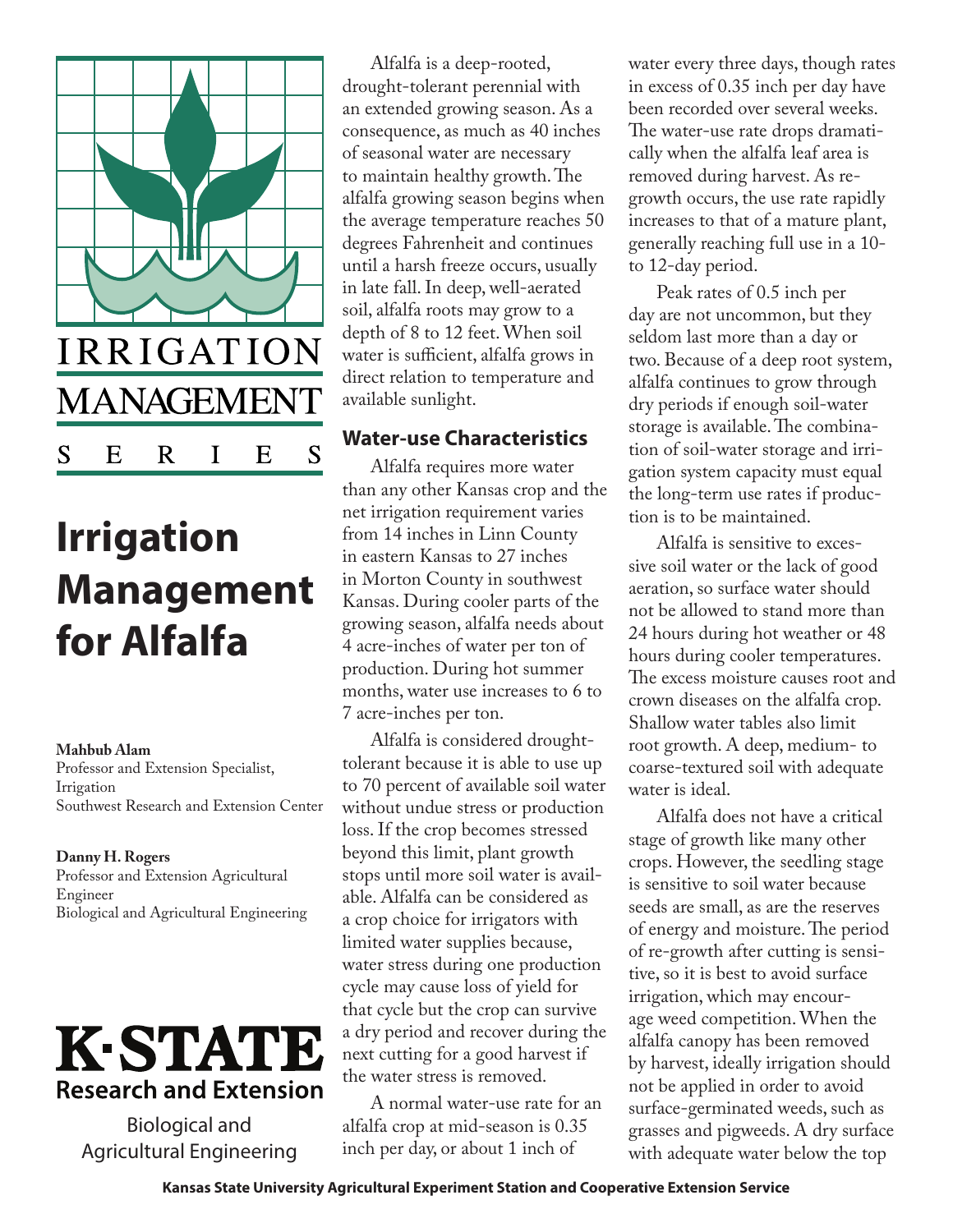IRRIGATION MANAGEMENT SERIES

# Irrigation Management for Alfalfa

**Mahbub Alam**
Professor and Extension Specialist, Irrigation
Southwest Research and Extension Center

**Danny H. Rogers**
Professor and Extension Agricultural Engineer
Biological and Agricultural Engineering

**K·STATE**
**Research and Extension**

Biological and Agricultural Engineering

Alfalfa is a deep-rooted, drought-tolerant perennial with an extended growing season. As a consequence, as much as 40 inches of seasonal water are necessary to maintain healthy growth. The alfalfa growing season begins when the average temperature reaches 50 degrees Fahrenheit and continues until a harsh freeze occurs, usually in late fall. In deep, well-aerated soil, alfalfa roots may grow to a depth of 8 to 12 feet. When soil water is sufficient, alfalfa grows in direct relation to temperature and available sunlight.

## Water-use Characteristics

Alfalfa requires more water than any other Kansas crop and the net irrigation requirement varies from 14 inches in Linn County in eastern Kansas to 27 inches in Morton County in southwest Kansas. During cooler parts of the growing season, alfalfa needs about 4 acre-inches of water per ton of production. During hot summer months, water use increases to 6 to 7 acre-inches per ton.

Alfalfa is considered drought-tolerant because it is able to use up to 70 percent of available soil water without undue stress or production loss. If the crop becomes stressed beyond this limit, plant growth stops until more soil water is available. Alfalfa can be considered as a crop choice for irrigators with limited water supplies because, water stress during one production cycle may cause loss of yield for that cycle but the crop can survive a dry period and recover during the next cutting for a good harvest if the water stress is removed.

A normal water-use rate for an alfalfa crop at mid-season is 0.35 inch per day, or about 1 inch of water every three days, though rates in excess of 0.35 inch per day have been recorded over several weeks. The water-use rate drops dramatically when the alfalfa leaf area is removed during harvest. As regrowth occurs, the use rate rapidly increases to that of a mature plant, generally reaching full use in a 10- to 12-day period.

Peak rates of 0.5 inch per day are not uncommon, but they seldom last more than a day or two. Because of a deep root system, alfalfa continues to grow through dry periods if enough soil-water storage is available. The combination of soil-water storage and irrigation system capacity must equal the long-term use rates if production is to be maintained.

Alfalfa is sensitive to excessive soil water or the lack of good aeration, so surface water should not be allowed to stand more than 24 hours during hot weather or 48 hours during cooler temperatures. The excess moisture causes root and crown diseases on the alfalfa crop. Shallow water tables also limit root growth. A deep, medium- to coarse-textured soil with adequate water is ideal.

Alfalfa does not have a critical stage of growth like many other crops. However, the seedling stage is sensitive to soil water because seeds are small, as are the reserves of energy and moisture. The period of re-growth after cutting is sensitive, so it is best to avoid surface irrigation, which may encourage weed competition. When the alfalfa canopy has been removed by harvest, ideally irrigation should not be applied in order to avoid surface-germinated weeds, such as grasses and pigweeds. A dry surface with adequate water below the top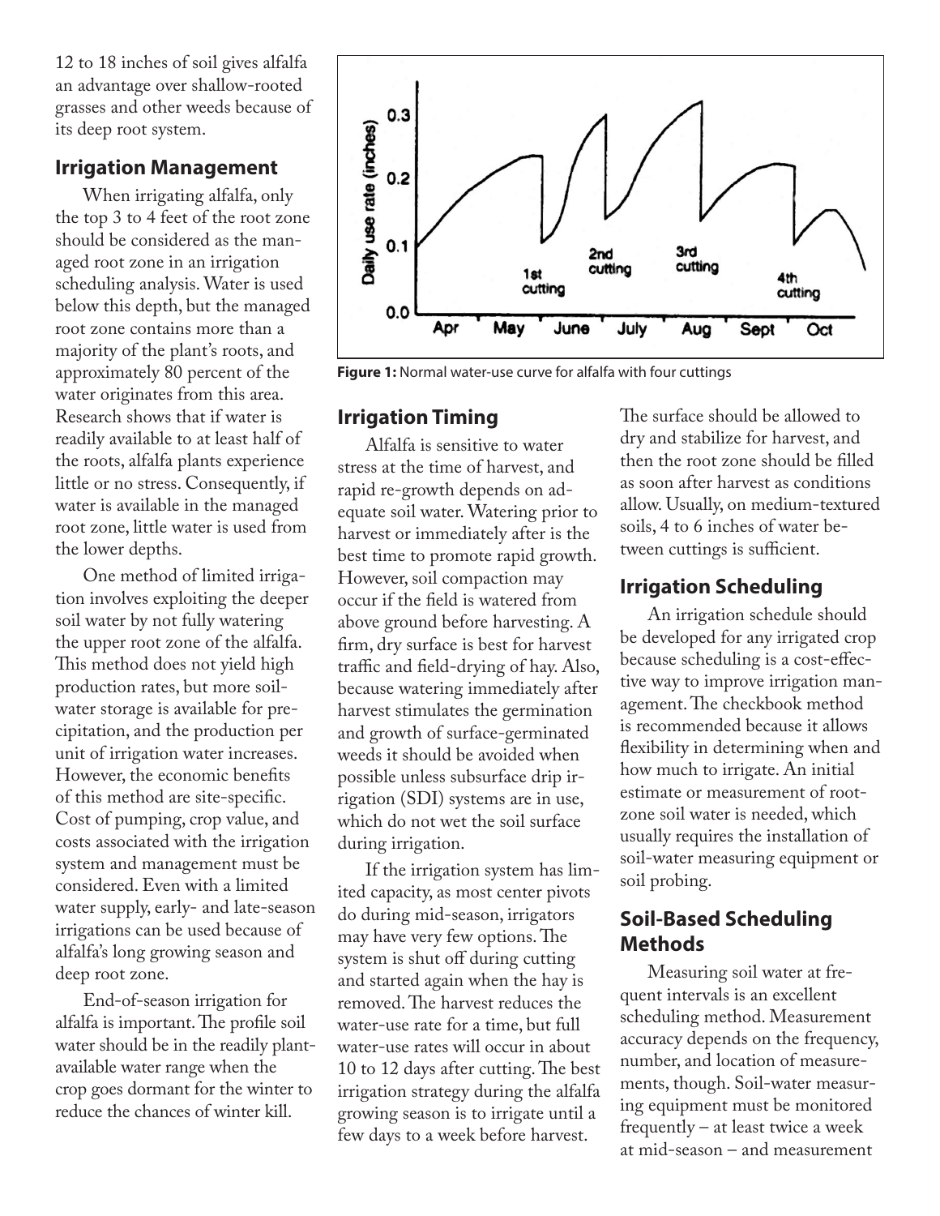12 to 18 inches of soil gives alfalfa an advantage over shallow-rooted grasses and other weeds because of its deep root system.

## Irrigation Management

When irrigating alfalfa, only the top 3 to 4 feet of the root zone should be considered as the managed root zone in an irrigation scheduling analysis. Water is used below this depth, but the managed root zone contains more than a majority of the plant's roots, and approximately 80 percent of the water originates from this area. Research shows that if water is readily available to at least half of the roots, alfalfa plants experience little or no stress. Consequently, if water is available in the managed root zone, little water is used from the lower depths.

One method of limited irrigation involves exploiting the deeper soil water by not fully watering the upper root zone of the alfalfa. This method does not yield high production rates, but more soil-water storage is available for precipitation, and the production per unit of irrigation water increases. However, the economic benefits of this method are site-specific. Cost of pumping, crop value, and costs associated with the irrigation system and management must be considered. Even with a limited water supply, early- and late-season irrigations can be used because of alfalfa's long growing season and deep root zone.

End-of-season irrigation for alfalfa is important. The profile soil water should be in the readily plant-available water range when the crop goes dormant for the winter to reduce the chances of winter kill.

**Figure 1:** Normal water-use curve for alfalfa with four cuttings

## Irrigation Timing

Alfalfa is sensitive to water stress at the time of harvest, and rapid re-growth depends on adequate soil water. Watering prior to harvest or immediately after is the best time to promote rapid growth. However, soil compaction may occur if the field is watered from above ground before harvesting. A firm, dry surface is best for harvest traffic and field-drying of hay. Also, because watering immediately after harvest stimulates the germination and growth of surface-germinated weeds it should be avoided when possible unless subsurface drip irrigation (SDI) systems are in use, which do not wet the soil surface during irrigation.

If the irrigation system has limited capacity, as most center pivots do during mid-season, irrigators may have very few options. The system is shut off during cutting and started again when the hay is removed. The harvest reduces the water-use rate for a time, but full water-use rates will occur in about 10 to 12 days after cutting. The best irrigation strategy during the alfalfa growing season is to irrigate until a few days to a week before harvest. The surface should be allowed to dry and stabilize for harvest, and then the root zone should be filled as soon after harvest as conditions allow. Usually, on medium-textured soils, 4 to 6 inches of water between cuttings is sufficient.

## Irrigation Scheduling

An irrigation schedule should be developed for any irrigated crop because scheduling is a cost-effective way to improve irrigation management. The checkbook method is recommended because it allows flexibility in determining when and how much to irrigate. An initial estimate or measurement of root-zone soil water is needed, which usually requires the installation of soil-water measuring equipment or soil probing.

## Soil-Based Scheduling Methods

Measuring soil water at frequent intervals is an excellent scheduling method. Measurement accuracy depends on the frequency, number, and location of measurements, though. Soil-water measuring equipment must be monitored frequently – at least twice a week at mid-season – and measurement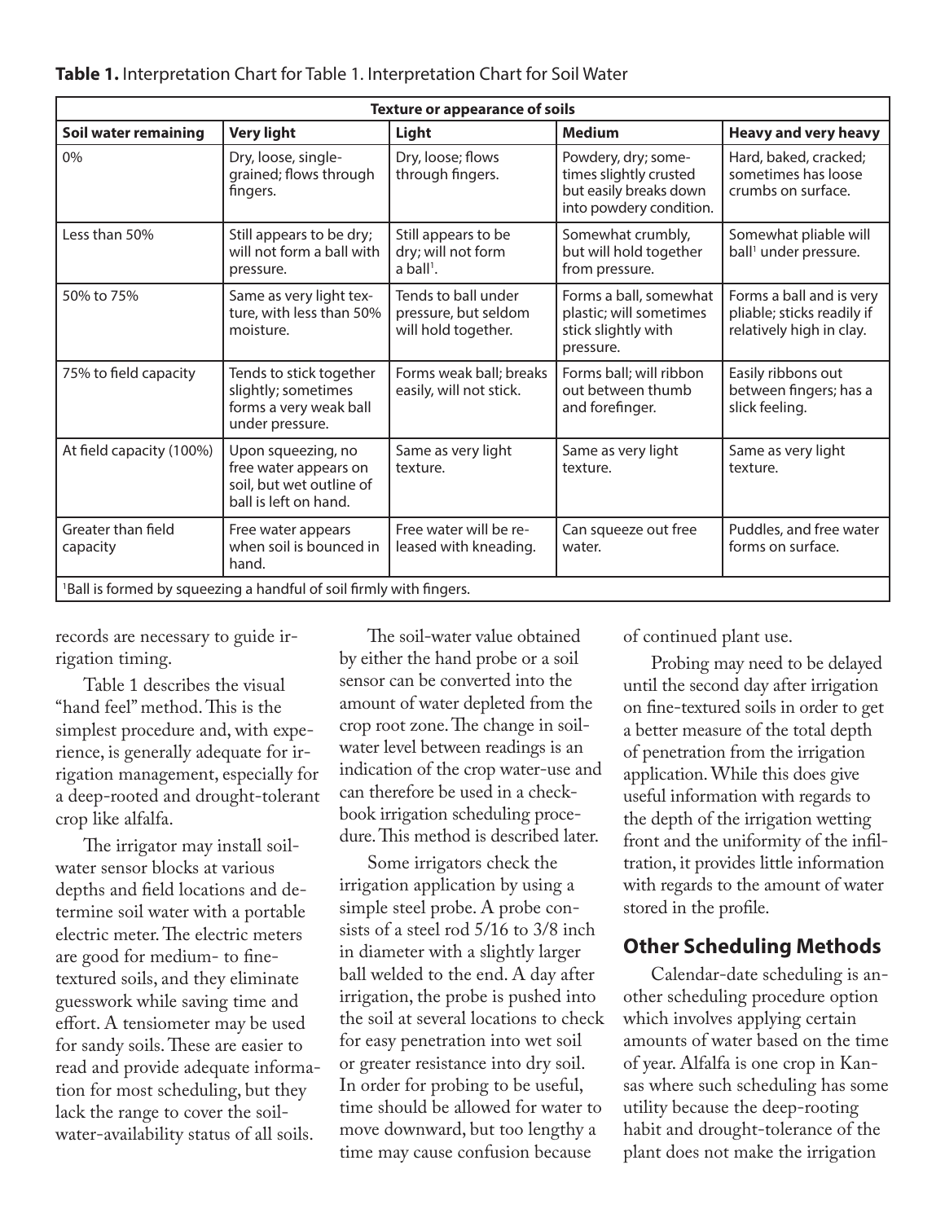**Table 1.** Interpretation Chart for Table 1. Interpretation Chart for Soil Water

| | Texture or appearance of soils | | | |
|---|---|---|---|---|
| **Soil water remaining** | **Very light** | **Light** | **Medium** | **Heavy and very heavy** |
| 0% | Dry, loose, single-grained; flows through fingers. | Dry, loose; flows through fingers. | Powdery, dry; sometimes slightly crusted but easily breaks down into powdery condition. | Hard, baked, cracked; sometimes has loose crumbs on surface. |
| Less than 50% | Still appears to be dry; will not form a ball with pressure. | Still appears to be dry; will not form a ball[1]. | Somewhat crumbly, but will hold together from pressure. | Somewhat pliable will ball[1] under pressure. |
| 50% to 75% | Same as very light texture, with less than 50% moisture. | Tends to ball under pressure, but seldom will hold together. | Forms a ball, somewhat plastic; will sometimes stick slightly with pressure. | Forms a ball and is very pliable; sticks readily if relatively high in clay. |
| 75% to field capacity | Tends to stick together slightly; sometimes forms a very weak ball under pressure. | Forms weak ball; breaks easily, will not stick. | Forms ball; will ribbon out between thumb and forefinger. | Easily ribbons out between fingers; has a slick feeling. |
| At field capacity (100%) | Upon squeezing, no free water appears on soil, but wet outline of ball is left on hand. | Same as very light texture. | Same as very light texture. | Same as very light texture. |
| Greater than field capacity | Free water appears when soil is bounced in hand. | Free water will be released with kneading. | Can squeeze out free water. | Puddles, and free water forms on surface. |

[1]Ball is formed by squeezing a handful of soil firmly with fingers.

records are necessary to guide irrigation timing.

Table 1 describes the visual "hand feel" method. This is the simplest procedure and, with experience, is generally adequate for irrigation management, especially for a deep-rooted and drought-tolerant crop like alfalfa.

The irrigator may install soil-water sensor blocks at various depths and field locations and determine soil water with a portable electric meter. The electric meters are good for medium- to fine-textured soils, and they eliminate guesswork while saving time and effort. A tensiometer may be used for sandy soils. These are easier to read and provide adequate information for most scheduling, but they lack the range to cover the soil-water-availability status of all soils.

The soil-water value obtained by either the hand probe or a soil sensor can be converted into the amount of water depleted from the crop root zone. The change in soil-water level between readings is an indication of the crop water-use and can therefore be used in a checkbook irrigation scheduling procedure. This method is described later.

Some irrigators check the irrigation application by using a simple steel probe. A probe consists of a steel rod 5/16 to 3/8 inch in diameter with a slightly larger ball welded to the end. A day after irrigation, the probe is pushed into the soil at several locations to check for easy penetration into wet soil or greater resistance into dry soil. In order for probing to be useful, time should be allowed for water to move downward, but too lengthy a time may cause confusion because of continued plant use.

Probing may need to be delayed until the second day after irrigation on fine-textured soils in order to get a better measure of the total depth of penetration from the irrigation application. While this does give useful information with regards to the depth of the irrigation wetting front and the uniformity of the infiltration, it provides little information with regards to the amount of water stored in the profile.

## Other Scheduling Methods

Calendar-date scheduling is another scheduling procedure option which involves applying certain amounts of water based on the time of year. Alfalfa is one crop in Kansas where such scheduling has some utility because the deep-rooting habit and drought-tolerance of the plant does not make the irrigation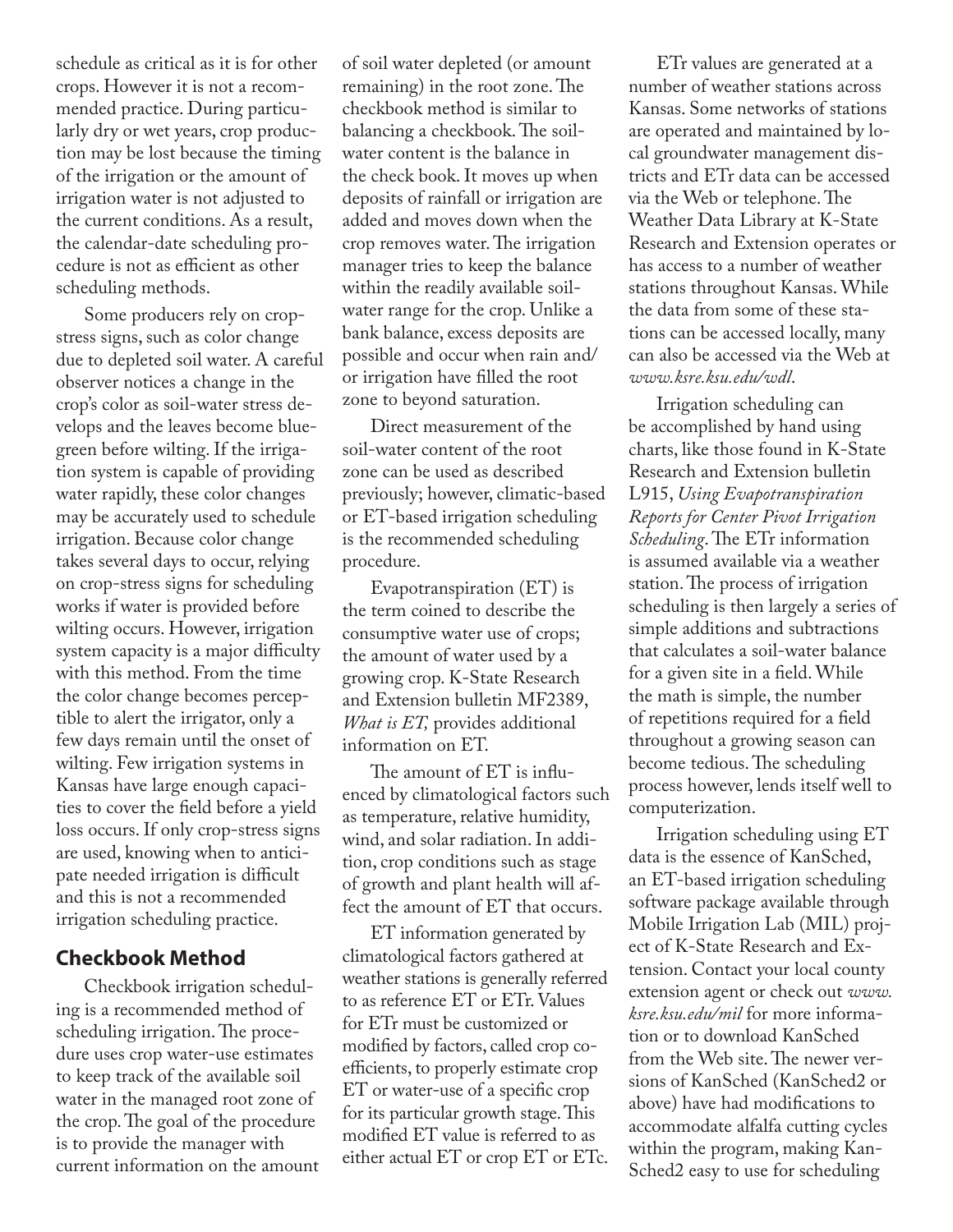schedule as critical as it is for other crops. However it is not a recommended practice. During particularly dry or wet years, crop production may be lost because the timing of the irrigation or the amount of irrigation water is not adjusted to the current conditions. As a result, the calendar-date scheduling procedure is not as efficient as other scheduling methods.

Some producers rely on crop-stress signs, such as color change due to depleted soil water. A careful observer notices a change in the crop's color as soil-water stress develops and the leaves become blue-green before wilting. If the irrigation system is capable of providing water rapidly, these color changes may be accurately used to schedule irrigation. Because color change takes several days to occur, relying on crop-stress signs for scheduling works if water is provided before wilting occurs. However, irrigation system capacity is a major difficulty with this method. From the time the color change becomes perceptible to alert the irrigator, only a few days remain until the onset of wilting. Few irrigation systems in Kansas have large enough capacities to cover the field before a yield loss occurs. If only crop-stress signs are used, knowing when to anticipate needed irrigation is difficult and this is not a recommended irrigation scheduling practice.

## Checkbook Method

Checkbook irrigation scheduling is a recommended method of scheduling irrigation. The procedure uses crop water-use estimates to keep track of the available soil water in the managed root zone of the crop. The goal of the procedure is to provide the manager with current information on the amount of soil water depleted (or amount remaining) in the root zone. The checkbook method is similar to balancing a checkbook. The soil-water content is the balance in the check book. It moves up when deposits of rainfall or irrigation are added and moves down when the crop removes water. The irrigation manager tries to keep the balance within the readily available soil-water range for the crop. Unlike a bank balance, excess deposits are possible and occur when rain and/or irrigation have filled the root zone to beyond saturation.

Direct measurement of the soil-water content of the root zone can be used as described previously; however, climatic-based or ET-based irrigation scheduling is the recommended scheduling procedure.

Evapotranspiration (ET) is the term coined to describe the consumptive water use of crops; the amount of water used by a growing crop. K-State Research and Extension bulletin MF2389, *What is ET,* provides additional information on ET.

The amount of ET is influenced by climatological factors such as temperature, relative humidity, wind, and solar radiation. In addition, crop conditions such as stage of growth and plant health will affect the amount of ET that occurs.

ET information generated by climatological factors gathered at weather stations is generally referred to as reference ET or ETr. Values for ETr must be customized or modified by factors, called crop coefficients, to properly estimate crop ET or water-use of a specific crop for its particular growth stage. This modified ET value is referred to as either actual ET or crop ET or ETc.

ETr values are generated at a number of weather stations across Kansas. Some networks of stations are operated and maintained by local groundwater management districts and ETr data can be accessed via the Web or telephone. The Weather Data Library at K-State Research and Extension operates or has access to a number of weather stations throughout Kansas. While the data from some of these stations can be accessed locally, many can also be accessed via the Web at *www.ksre.ksu.edu/wdl*.

Irrigation scheduling can be accomplished by hand using charts, like those found in K-State Research and Extension bulletin L915, *Using Evapotranspiration Reports for Center Pivot Irrigation Scheduling*. The ETr information is assumed available via a weather station. The process of irrigation scheduling is then largely a series of simple additions and subtractions that calculates a soil-water balance for a given site in a field. While the math is simple, the number of repetitions required for a field throughout a growing season can become tedious. The scheduling process however, lends itself well to computerization.

Irrigation scheduling using ET data is the essence of KanSched, an ET-based irrigation scheduling software package available through Mobile Irrigation Lab (MIL) project of K-State Research and Extension. Contact your local county extension agent or check out *www.ksre.ksu.edu/mil* for more information or to download KanSched from the Web site. The newer versions of KanSched (KanSched2 or above) have had modifications to accommodate alfalfa cutting cycles within the program, making KanSched2 easy to use for scheduling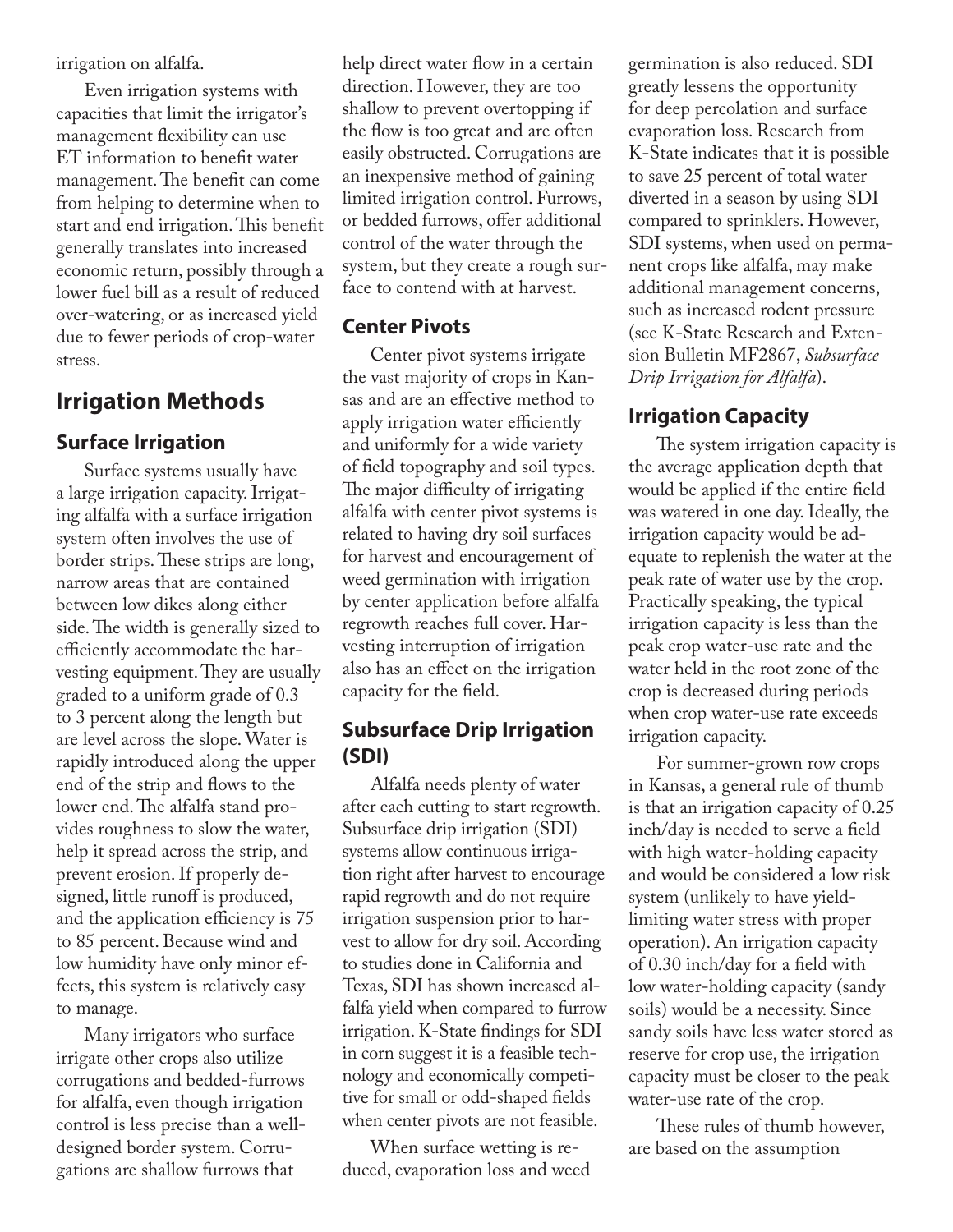irrigation on alfalfa.

Even irrigation systems with capacities that limit the irrigator's management flexibility can use ET information to benefit water management. The benefit can come from helping to determine when to start and end irrigation. This benefit generally translates into increased economic return, possibly through a lower fuel bill as a result of reduced over-watering, or as increased yield due to fewer periods of crop-water stress.

## Irrigation Methods

### Surface Irrigation

Surface systems usually have a large irrigation capacity. Irrigating alfalfa with a surface irrigation system often involves the use of border strips. These strips are long, narrow areas that are contained between low dikes along either side. The width is generally sized to efficiently accommodate the harvesting equipment. They are usually graded to a uniform grade of 0.3 to 3 percent along the length but are level across the slope. Water is rapidly introduced along the upper end of the strip and flows to the lower end. The alfalfa stand provides roughness to slow the water, help it spread across the strip, and prevent erosion. If properly designed, little runoff is produced, and the application efficiency is 75 to 85 percent. Because wind and low humidity have only minor effects, this system is relatively easy to manage.

Many irrigators who surface irrigate other crops also utilize corrugations and bedded-furrows for alfalfa, even though irrigation control is less precise than a well-designed border system. Corrugations are shallow furrows that help direct water flow in a certain direction. However, they are too shallow to prevent overtopping if the flow is too great and are often easily obstructed. Corrugations are an inexpensive method of gaining limited irrigation control. Furrows, or bedded furrows, offer additional control of the water through the system, but they create a rough surface to contend with at harvest.

### Center Pivots

Center pivot systems irrigate the vast majority of crops in Kansas and are an effective method to apply irrigation water efficiently and uniformly for a wide variety of field topography and soil types. The major difficulty of irrigating alfalfa with center pivot systems is related to having dry soil surfaces for harvest and encouragement of weed germination with irrigation by center application before alfalfa regrowth reaches full cover. Harvesting interruption of irrigation also has an effect on the irrigation capacity for the field.

### Subsurface Drip Irrigation (SDI)

Alfalfa needs plenty of water after each cutting to start regrowth. Subsurface drip irrigation (SDI) systems allow continuous irrigation right after harvest to encourage rapid regrowth and do not require irrigation suspension prior to harvest to allow for dry soil. According to studies done in California and Texas, SDI has shown increased alfalfa yield when compared to furrow irrigation. K-State findings for SDI in corn suggest it is a feasible technology and economically competitive for small or odd-shaped fields when center pivots are not feasible.

When surface wetting is reduced, evaporation loss and weed germination is also reduced. SDI greatly lessens the opportunity for deep percolation and surface evaporation loss. Research from K-State indicates that it is possible to save 25 percent of total water diverted in a season by using SDI compared to sprinklers. However, SDI systems, when used on permanent crops like alfalfa, may make additional management concerns, such as increased rodent pressure (see K-State Research and Extension Bulletin MF2867, *Subsurface Drip Irrigation for Alfalfa*).

### Irrigation Capacity

The system irrigation capacity is the average application depth that would be applied if the entire field was watered in one day. Ideally, the irrigation capacity would be adequate to replenish the water at the peak rate of water use by the crop. Practically speaking, the typical irrigation capacity is less than the peak crop water-use rate and the water held in the root zone of the crop is decreased during periods when crop water-use rate exceeds irrigation capacity.

For summer-grown row crops in Kansas, a general rule of thumb is that an irrigation capacity of 0.25 inch/day is needed to serve a field with high water-holding capacity and would be considered a low risk system (unlikely to have yield-limiting water stress with proper operation). An irrigation capacity of 0.30 inch/day for a field with low water-holding capacity (sandy soils) would be a necessity. Since sandy soils have less water stored as reserve for crop use, the irrigation capacity must be closer to the peak water-use rate of the crop.

These rules of thumb however, are based on the assumption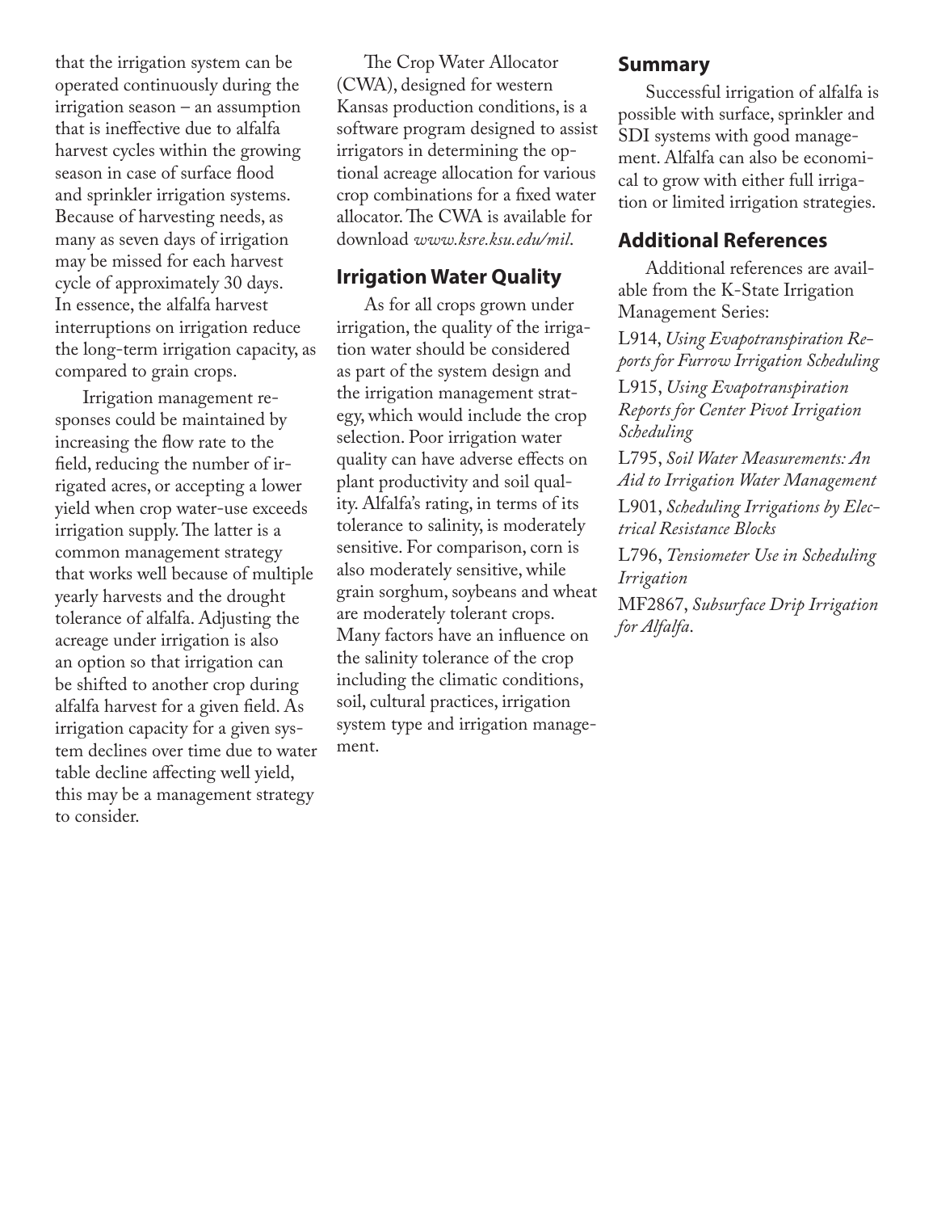that the irrigation system can be operated continuously during the irrigation season – an assumption that is ineffective due to alfalfa harvest cycles within the growing season in case of surface flood and sprinkler irrigation systems. Because of harvesting needs, as many as seven days of irrigation may be missed for each harvest cycle of approximately 30 days. In essence, the alfalfa harvest interruptions on irrigation reduce the long-term irrigation capacity, as compared to grain crops.

Irrigation management responses could be maintained by increasing the flow rate to the field, reducing the number of irrigated acres, or accepting a lower yield when crop water-use exceeds irrigation supply. The latter is a common management strategy that works well because of multiple yearly harvests and the drought tolerance of alfalfa. Adjusting the acreage under irrigation is also an option so that irrigation can be shifted to another crop during alfalfa harvest for a given field. As irrigation capacity for a given system declines over time due to water table decline affecting well yield, this may be a management strategy to consider.

The Crop Water Allocator (CWA), designed for western Kansas production conditions, is a software program designed to assist irrigators in determining the optional acreage allocation for various crop combinations for a fixed water allocator. The CWA is available for download *www.ksre.ksu.edu/mil*.

## Irrigation Water Quality

As for all crops grown under irrigation, the quality of the irrigation water should be considered as part of the system design and the irrigation management strategy, which would include the crop selection. Poor irrigation water quality can have adverse effects on plant productivity and soil quality. Alfalfa's rating, in terms of its tolerance to salinity, is moderately sensitive. For comparison, corn is also moderately sensitive, while grain sorghum, soybeans and wheat are moderately tolerant crops. Many factors have an influence on the salinity tolerance of the crop including the climatic conditions, soil, cultural practices, irrigation system type and irrigation management.

## Summary

Successful irrigation of alfalfa is possible with surface, sprinkler and SDI systems with good management. Alfalfa can also be economical to grow with either full irrigation or limited irrigation strategies.

## Additional References

Additional references are available from the K-State Irrigation Management Series:

L914, *Using Evapotranspiration Reports for Furrow Irrigation Scheduling*

L915, *Using Evapotranspiration Reports for Center Pivot Irrigation Scheduling*

L795, *Soil Water Measurements: An Aid to Irrigation Water Management*

L901, *Scheduling Irrigations by Electrical Resistance Blocks*

L796, *Tensiometer Use in Scheduling Irrigation*

MF2867, *Subsurface Drip Irrigation for Alfalfa*.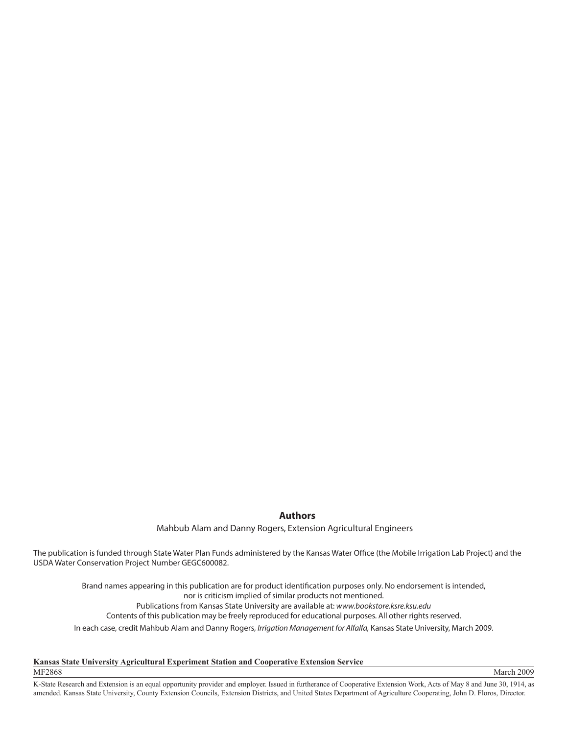## Authors

Mahbub Alam and Danny Rogers, Extension Agricultural Engineers

The publication is funded through State Water Plan Funds administered by the Kansas Water Office (the Mobile Irrigation Lab Project) and the USDA Water Conservation Project Number GEGC600082.

Brand names appearing in this publication are for product identification purposes only. No endorsement is intended, nor is criticism implied of similar products not mentioned.

Publications from Kansas State University are available at: *www.bookstore.ksre.ksu.edu*

Contents of this publication may be freely reproduced for educational purposes. All other rights reserved.

In each case, credit Mahbub Alam and Danny Rogers, *Irrigation Management for Alfalfa,* Kansas State University, March 2009.

**Kansas State University Agricultural Experiment Station and Cooperative Extension Service**

MF2868 March 2009

K-State Research and Extension is an equal opportunity provider and employer. Issued in furtherance of Cooperative Extension Work, Acts of May 8 and June 30, 1914, as amended. Kansas State University, County Extension Councils, Extension Districts, and United States Department of Agriculture Cooperating, John D. Floros, Director.